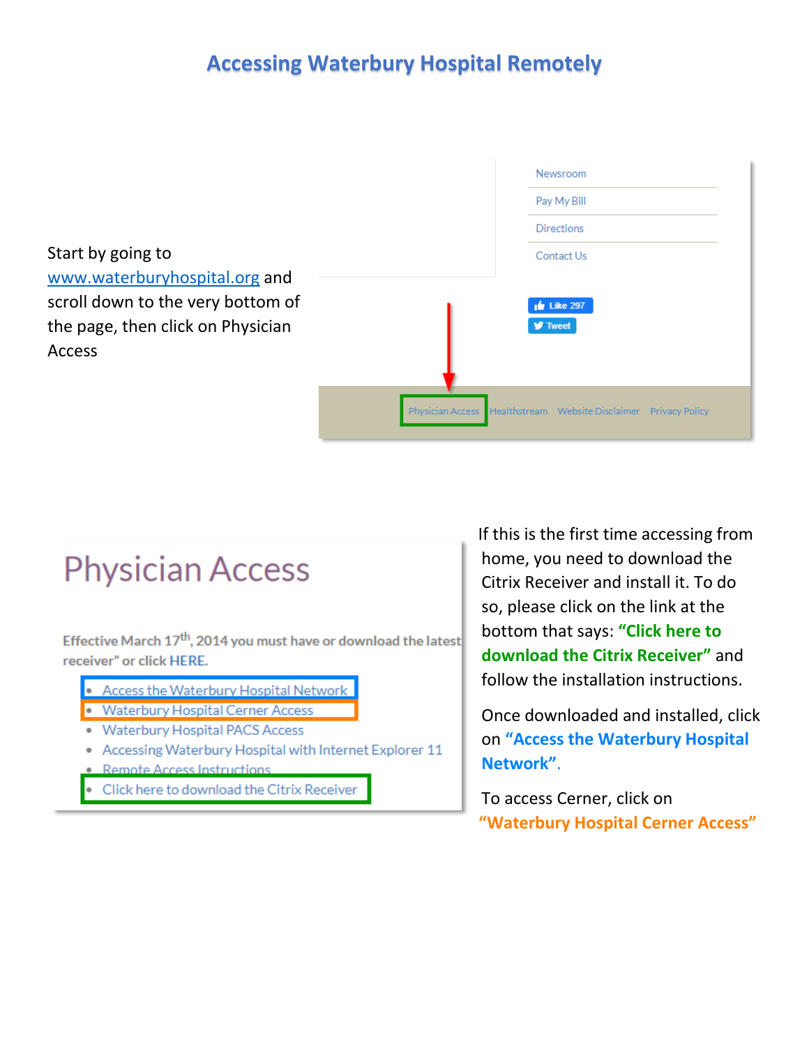# Accessing Waterbury Hospital Remotely

Start by going to www.waterburyhospital.org and scroll down to the very bottom of the page, then click on Physician Access

Newsroom

Pay My Bill

Directions

Contact Us

Like 297

Tweet

Physician Access Healthstream Website Disclaimer Privacy Policy

## Physician Access

Effective March 17th, 2014 you must have or download the latest receiver" or click HERE.

- Access the Waterbury Hospital Network
- Waterbury Hospital Cerner Access
- Waterbury Hospital PACS Access
- Accessing Waterbury Hospital with Internet Explorer 11
- Remote Access Instructions
- Click here to download the Citrix Receiver

If this is the first time accessing from home, you need to download the Citrix Receiver and install it. To do so, please click on the link at the bottom that says: **"Click here to download the Citrix Receiver"** and follow the installation instructions.

Once downloaded and installed, click on **"Access the Waterbury Hospital Network"**.

To access Cerner, click on **"Waterbury Hospital Cerner Access"**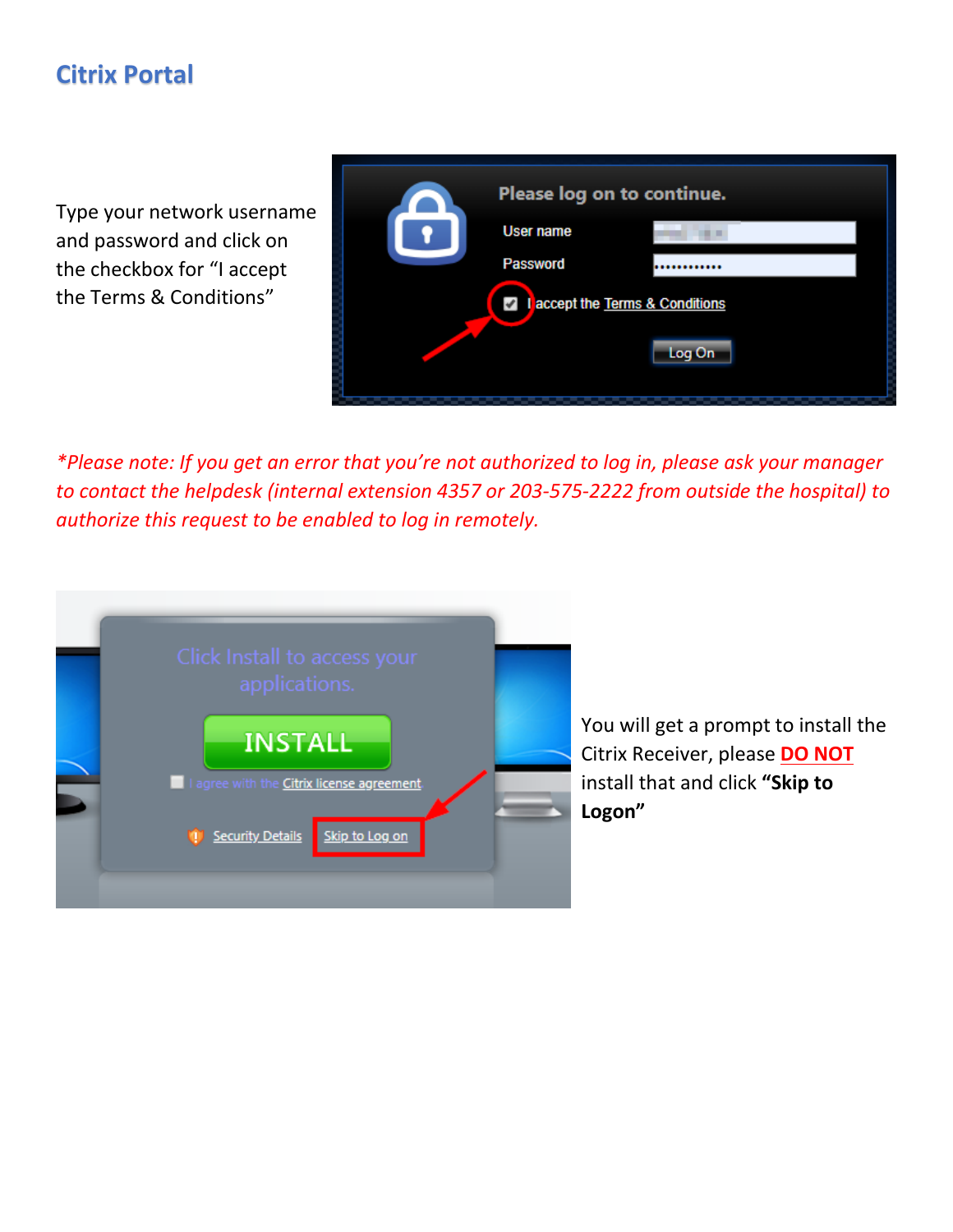## Citrix Portal

Type your network username and password and click on the checkbox for "I accept the Terms & Conditions"

*\*Please note: If you get an error that you're not authorized to log in, please ask your manager to contact the helpdesk (internal extension 4357 or 203-575-2222 from outside the hospital) to authorize this request to be enabled to log in remotely.*

You will get a prompt to install the Citrix Receiver, please **DO NOT** install that and click **"Skip to Logon"**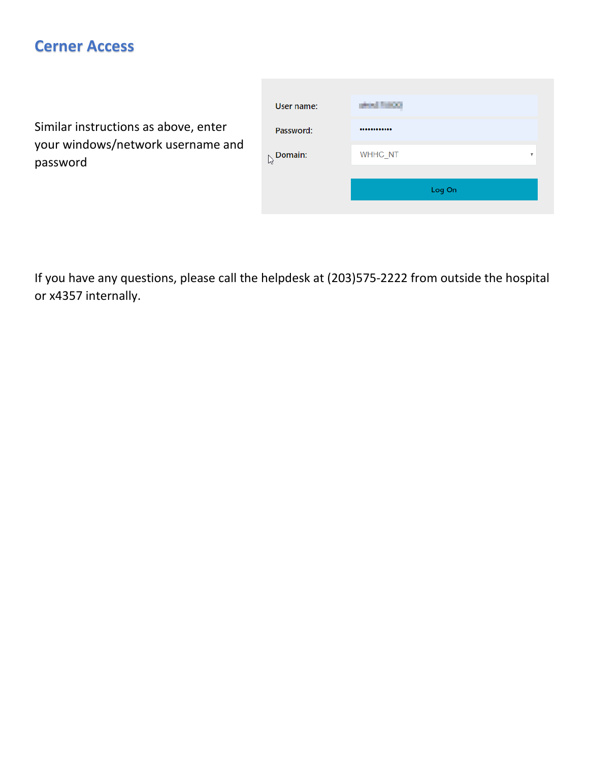## Cerner Access

Similar instructions as above, enter your windows/network username and password

User name:

Password: ••••••••••••

Domain: WHHC_NT

Log On

If you have any questions, please call the helpdesk at (203)575-2222 from outside the hospital or x4357 internally.